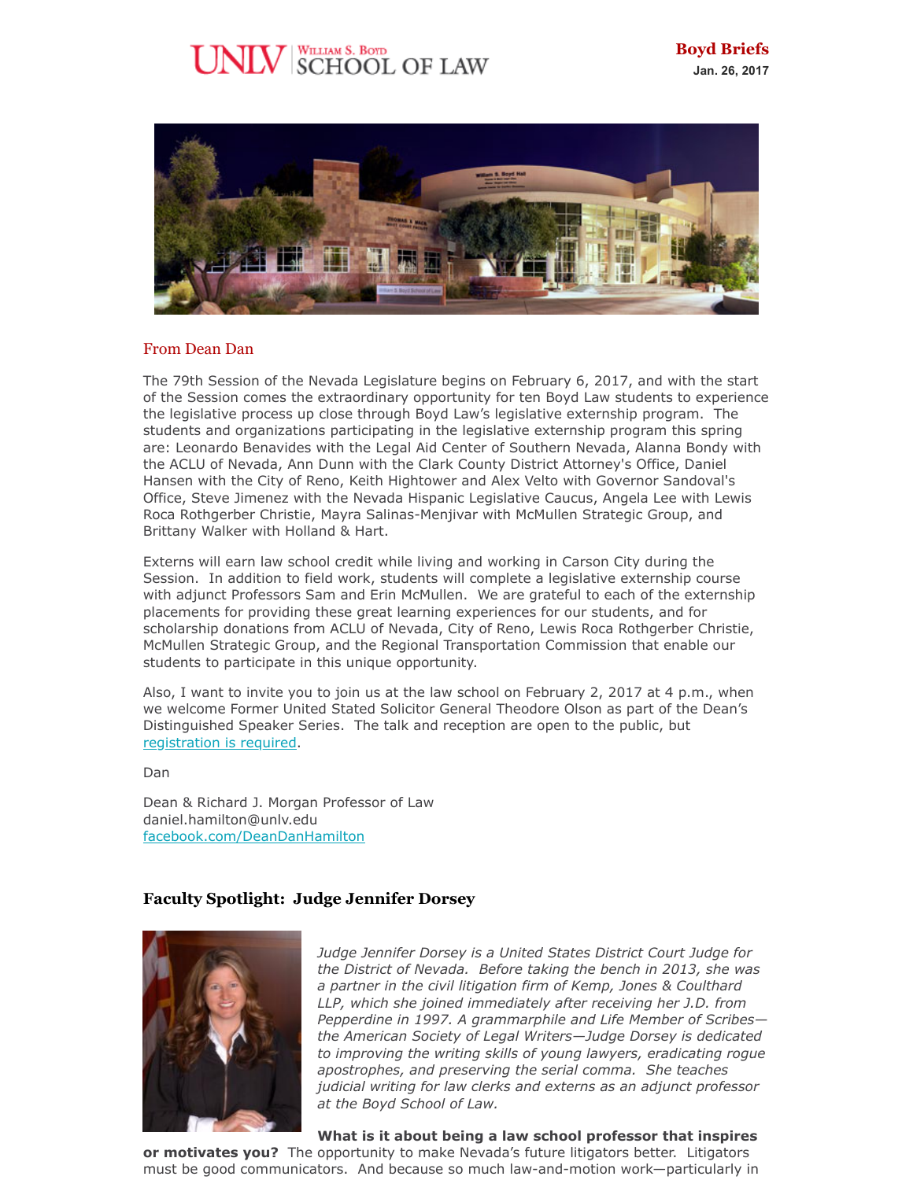UNLV William S. Boyd School of Law

**Boyd Briefs**
**Jan. 26, 2017**

## From Dean Dan

The 79th Session of the Nevada Legislature begins on February 6, 2017, and with the start of the Session comes the extraordinary opportunity for ten Boyd Law students to experience the legislative process up close through Boyd Law's legislative externship program. The students and organizations participating in the legislative externship program this spring are: Leonardo Benavides with the Legal Aid Center of Southern Nevada, Alanna Bondy with the ACLU of Nevada, Ann Dunn with the Clark County District Attorney's Office, Daniel Hansen with the City of Reno, Keith Hightower and Alex Velto with Governor Sandoval's Office, Steve Jimenez with the Nevada Hispanic Legislative Caucus, Angela Lee with Lewis Roca Rothgerber Christie, Mayra Salinas-Menjivar with McMullen Strategic Group, and Brittany Walker with Holland & Hart.

Externs will earn law school credit while living and working in Carson City during the Session. In addition to field work, students will complete a legislative externship course with adjunct Professors Sam and Erin McMullen. We are grateful to each of the externship placements for providing these great learning experiences for our students, and for scholarship donations from ACLU of Nevada, City of Reno, Lewis Roca Rothgerber Christie, McMullen Strategic Group, and the Regional Transportation Commission that enable our students to participate in this unique opportunity.

Also, I want to invite you to join us at the law school on February 2, 2017 at 4 p.m., when we welcome Former United Stated Solicitor General Theodore Olson as part of the Dean's Distinguished Speaker Series. The talk and reception are open to the public, but registration is required.

Dan

Dean & Richard J. Morgan Professor of Law
daniel.hamilton@unlv.edu
facebook.com/DeanDanHamilton

## Faculty Spotlight: Judge Jennifer Dorsey

*Judge Jennifer Dorsey is a United States District Court Judge for the District of Nevada. Before taking the bench in 2013, she was a partner in the civil litigation firm of Kemp, Jones & Coulthard LLP, which she joined immediately after receiving her J.D. from Pepperdine in 1997. A grammarphile and Life Member of Scribes—the American Society of Legal Writers—Judge Dorsey is dedicated to improving the writing skills of young lawyers, eradicating rogue apostrophes, and preserving the serial comma. She teaches judicial writing for law clerks and externs as an adjunct professor at the Boyd School of Law.*

**What is it about being a law school professor that inspires or motivates you?** The opportunity to make Nevada's future litigators better. Litigators must be good communicators. And because so much law-and-motion work—particularly in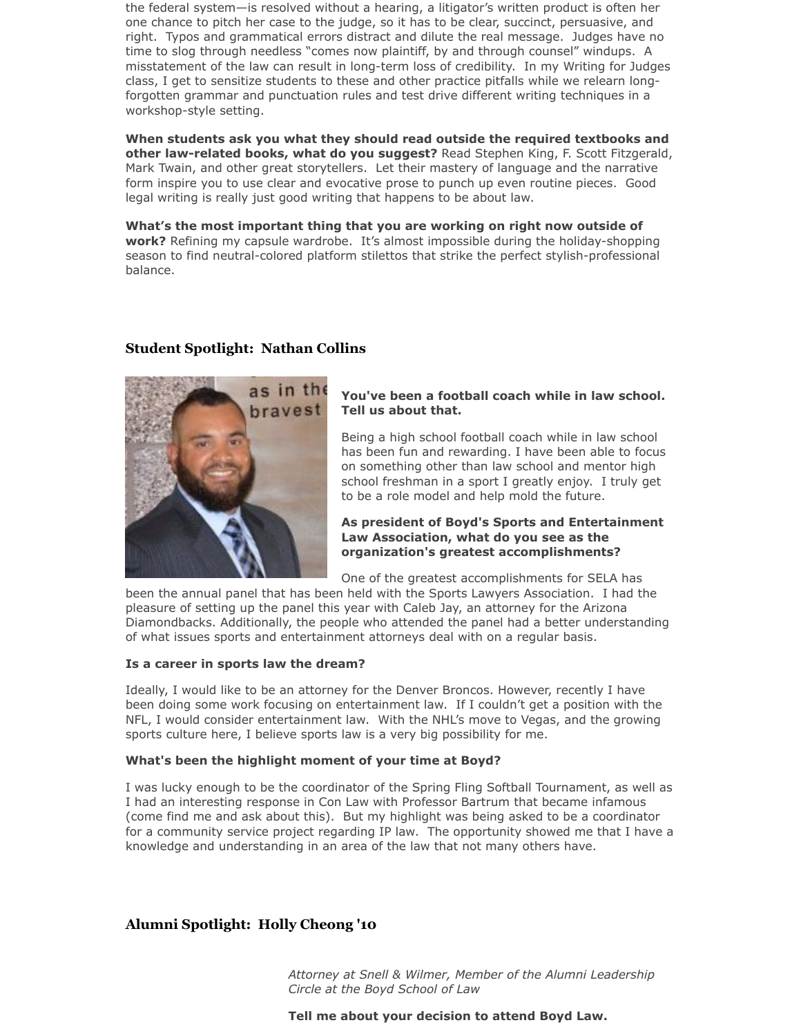the federal system—is resolved without a hearing, a litigator's written product is often her one chance to pitch her case to the judge, so it has to be clear, succinct, persuasive, and right. Typos and grammatical errors distract and dilute the real message. Judges have no time to slog through needless "comes now plaintiff, by and through counsel" windups. A misstatement of the law can result in long-term loss of credibility. In my Writing for Judges class, I get to sensitize students to these and other practice pitfalls while we relearn long-forgotten grammar and punctuation rules and test drive different writing techniques in a workshop-style setting.

**When students ask you what they should read outside the required textbooks and other law-related books, what do you suggest?** Read Stephen King, F. Scott Fitzgerald, Mark Twain, and other great storytellers. Let their mastery of language and the narrative form inspire you to use clear and evocative prose to punch up even routine pieces. Good legal writing is really just good writing that happens to be about law.

**What's the most important thing that you are working on right now outside of work?** Refining my capsule wardrobe. It's almost impossible during the holiday-shopping season to find neutral-colored platform stilettos that strike the perfect stylish-professional balance.

## Student Spotlight: Nathan Collins

**You've been a football coach while in law school. Tell us about that.**

Being a high school football coach while in law school has been fun and rewarding. I have been able to focus on something other than law school and mentor high school freshman in a sport I greatly enjoy. I truly get to be a role model and help mold the future.

**As president of Boyd's Sports and Entertainment Law Association, what do you see as the organization's greatest accomplishments?**

One of the greatest accomplishments for SELA has been the annual panel that has been held with the Sports Lawyers Association. I had the pleasure of setting up the panel this year with Caleb Jay, an attorney for the Arizona Diamondbacks. Additionally, the people who attended the panel had a better understanding of what issues sports and entertainment attorneys deal with on a regular basis.

**Is a career in sports law the dream?**

Ideally, I would like to be an attorney for the Denver Broncos. However, recently I have been doing some work focusing on entertainment law. If I couldn't get a position with the NFL, I would consider entertainment law. With the NHL's move to Vegas, and the growing sports culture here, I believe sports law is a very big possibility for me.

**What's been the highlight moment of your time at Boyd?**

I was lucky enough to be the coordinator of the Spring Fling Softball Tournament, as well as I had an interesting response in Con Law with Professor Bartrum that became infamous (come find me and ask about this). But my highlight was being asked to be a coordinator for a community service project regarding IP law. The opportunity showed me that I have a knowledge and understanding in an area of the law that not many others have.

## Alumni Spotlight: Holly Cheong '10

*Attorney at Snell & Wilmer, Member of the Alumni Leadership Circle at the Boyd School of Law*

**Tell me about your decision to attend Boyd Law.**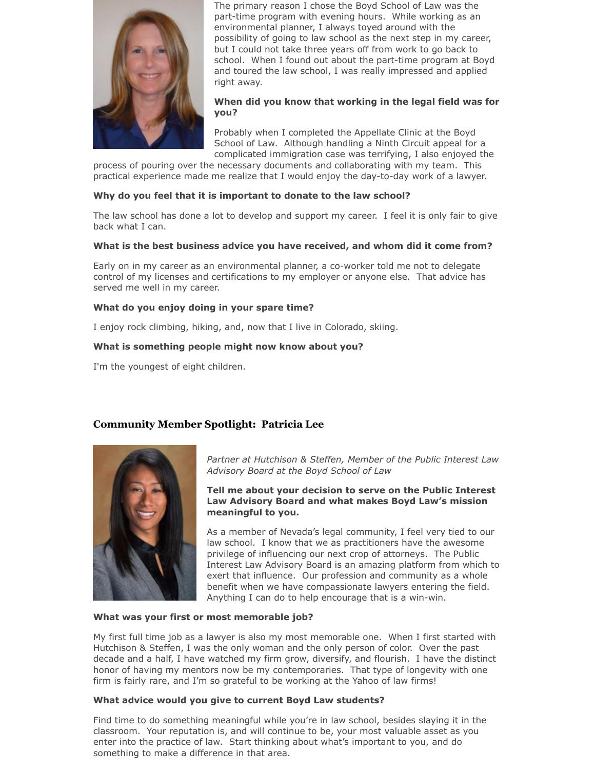The primary reason I chose the Boyd School of Law was the part-time program with evening hours. While working as an environmental planner, I always toyed around with the possibility of going to law school as the next step in my career, but I could not take three years off from work to go back to school. When I found out about the part-time program at Boyd and toured the law school, I was really impressed and applied right away.

**When did you know that working in the legal field was for you?**

Probably when I completed the Appellate Clinic at the Boyd School of Law. Although handling a Ninth Circuit appeal for a complicated immigration case was terrifying, I also enjoyed the process of pouring over the necessary documents and collaborating with my team. This practical experience made me realize that I would enjoy the day-to-day work of a lawyer.

**Why do you feel that it is important to donate to the law school?**

The law school has done a lot to develop and support my career. I feel it is only fair to give back what I can.

**What is the best business advice you have received, and whom did it come from?**

Early on in my career as an environmental planner, a co-worker told me not to delegate control of my licenses and certifications to my employer or anyone else. That advice has served me well in my career.

**What do you enjoy doing in your spare time?**

I enjoy rock climbing, hiking, and, now that I live in Colorado, skiing.

**What is something people might now know about you?**

I'm the youngest of eight children.

## Community Member Spotlight: Patricia Lee

*Partner at Hutchison & Steffen, Member of the Public Interest Law Advisory Board at the Boyd School of Law*

**Tell me about your decision to serve on the Public Interest Law Advisory Board and what makes Boyd Law's mission meaningful to you.**

As a member of Nevada's legal community, I feel very tied to our law school. I know that we as practitioners have the awesome privilege of influencing our next crop of attorneys. The Public Interest Law Advisory Board is an amazing platform from which to exert that influence. Our profession and community as a whole benefit when we have compassionate lawyers entering the field. Anything I can do to help encourage that is a win-win.

**What was your first or most memorable job?**

My first full time job as a lawyer is also my most memorable one. When I first started with Hutchison & Steffen, I was the only woman and the only person of color. Over the past decade and a half, I have watched my firm grow, diversify, and flourish. I have the distinct honor of having my mentors now be my contemporaries. That type of longevity with one firm is fairly rare, and I'm so grateful to be working at the Yahoo of law firms!

**What advice would you give to current Boyd Law students?**

Find time to do something meaningful while you're in law school, besides slaying it in the classroom. Your reputation is, and will continue to be, your most valuable asset as you enter into the practice of law. Start thinking about what's important to you, and do something to make a difference in that area.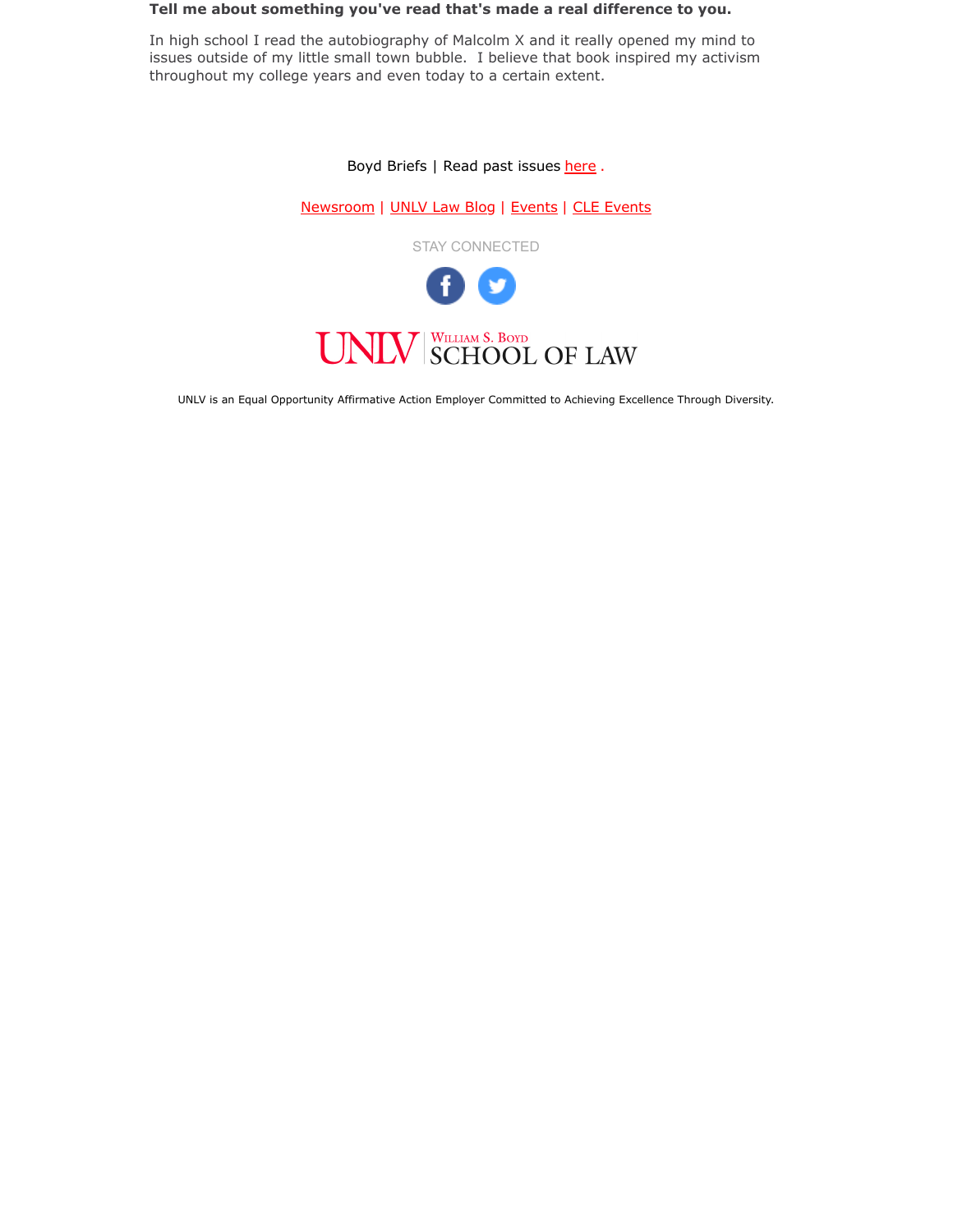**Tell me about something you've read that's made a real difference to you.**

In high school I read the autobiography of Malcolm X and it really opened my mind to issues outside of my little small town bubble. I believe that book inspired my activism throughout my college years and even today to a certain extent.

Boyd Briefs | Read past issues here .

Newsroom | UNLV Law Blog | Events | CLE Events

STAY CONNECTED

UNLV William S. Boyd School of Law

UNLV is an Equal Opportunity Affirmative Action Employer Committed to Achieving Excellence Through Diversity.